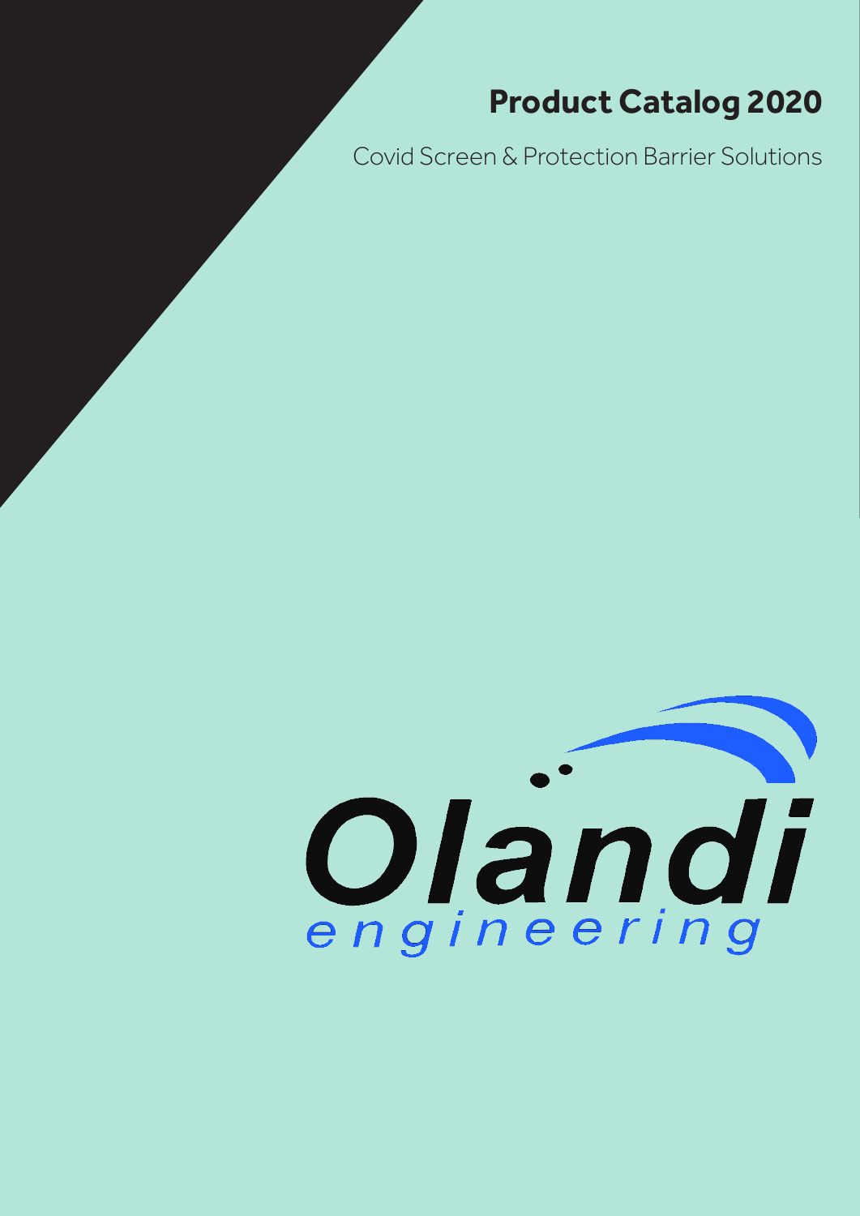# Product Catalog 2020

Covid Screen & Protection Barrier Solutions

Olandi

engineering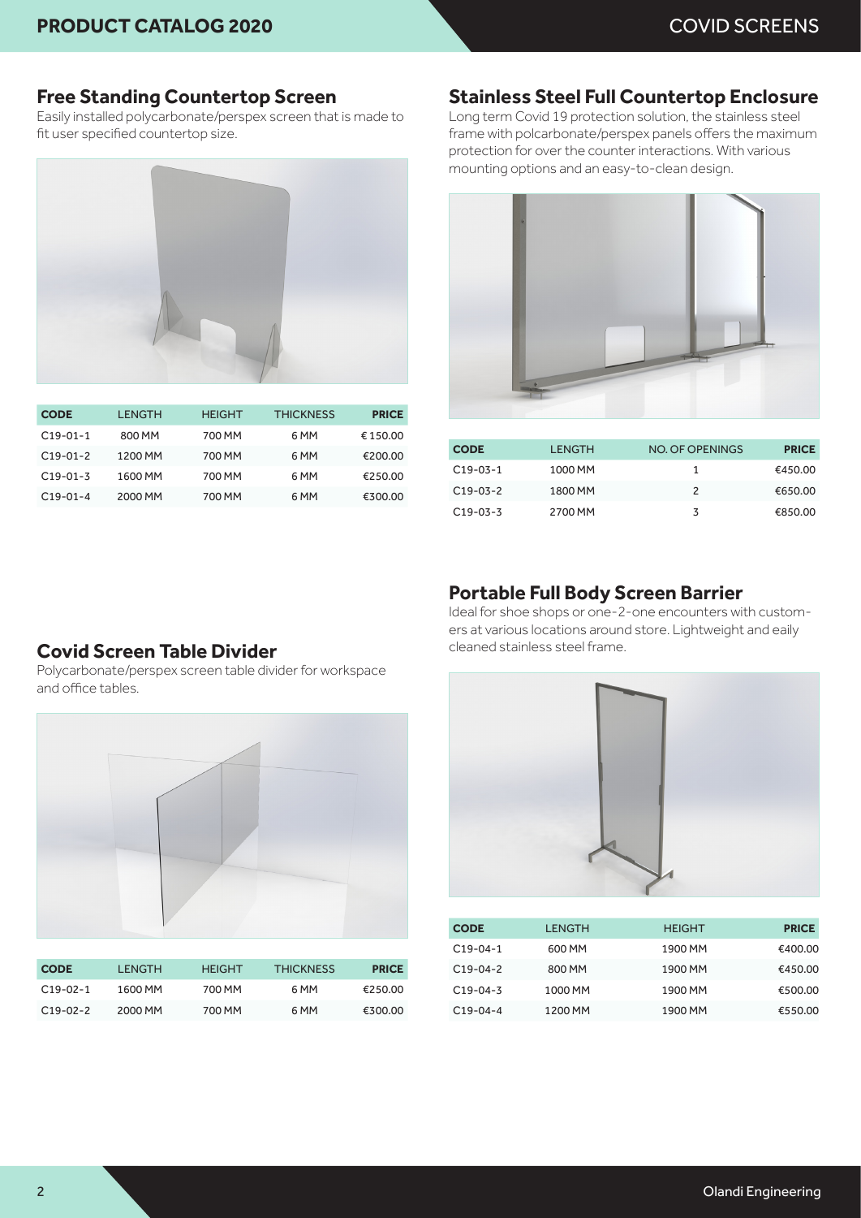## Free Standing Countertop Screen

Easily installed polycarbonate/perspex screen that is made to fit user specified countertop size.

| CODE | LENGTH | HEIGHT | THICKNESS | PRICE |
| --- | --- | --- | --- | --- |
| C19-01-1 | 800 MM | 700 MM | 6 MM | € 150.00 |
| C19-01-2 | 1200 MM | 700 MM | 6 MM | €200.00 |
| C19-01-3 | 1600 MM | 700 MM | 6 MM | €250.00 |
| C19-01-4 | 2000 MM | 700 MM | 6 MM | €300.00 |

## Covid Screen Table Divider

Polycarbonate/perspex screen table divider for workspace and office tables.

| CODE | LENGTH | HEIGHT | THICKNESS | PRICE |
| --- | --- | --- | --- | --- |
| C19-02-1 | 1600 MM | 700 MM | 6 MM | €250.00 |
| C19-02-2 | 2000 MM | 700 MM | 6 MM | €300.00 |

## Stainless Steel Full Countertop Enclosure

Long term Covid 19 protection solution, the stainless steel frame with polcarbonate/perspex panels offers the maximum protection for over the counter interactions. With various mounting options and an easy-to-clean design.

| CODE | LENGTH | NO. OF OPENINGS | PRICE |
| --- | --- | --- | --- |
| C19-03-1 | 1000 MM | 1 | €450.00 |
| C19-03-2 | 1800 MM | 2 | €650.00 |
| C19-03-3 | 2700 MM | 3 | €850.00 |

## Portable Full Body Screen Barrier

Ideal for shoe shops or one-2-one encounters with customers at various locations around store. Lightweight and eaily cleaned stainless steel frame.

| CODE | LENGTH | HEIGHT | PRICE |
| --- | --- | --- | --- |
| C19-04-1 | 600 MM | 1900 MM | €400.00 |
| C19-04-2 | 800 MM | 1900 MM | €450.00 |
| C19-04-3 | 1000 MM | 1900 MM | €500.00 |
| C19-04-4 | 1200 MM | 1900 MM | €550.00 |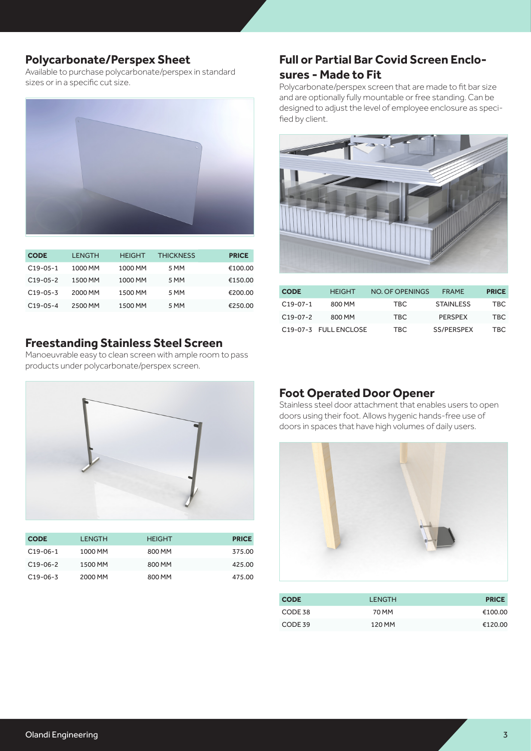## Polycarbonate/Perspex Sheet

Available to purchase polycarbonate/perspex in standard sizes or in a specific cut size.

| CODE | LENGTH | HEIGHT | THICKNESS | PRICE |
|---|---|---|---|---|
| C19-05-1 | 1000 MM | 1000 MM | 5 MM | €100.00 |
| C19-05-2 | 1500 MM | 1000 MM | 5 MM | €150.00 |
| C19-05-3 | 2000 MM | 1500 MM | 5 MM | €200.00 |
| C19-05-4 | 2500 MM | 1500 MM | 5 MM | €250.00 |

## Freestanding Stainless Steel Screen

Manoeuvrable easy to clean screen with ample room to pass products under polycarbonate/perspex screen.

| CODE | LENGTH | HEIGHT | PRICE |
|---|---|---|---|
| C19-06-1 | 1000 MM | 800 MM | 375.00 |
| C19-06-2 | 1500 MM | 800 MM | 425.00 |
| C19-06-3 | 2000 MM | 800 MM | 475.00 |

## Full or Partial Bar Covid Screen Enclosures - Made to Fit

Polycarbonate/perspex screen that are made to fit bar size and are optionally fully mountable or free standing. Can be designed to adjust the level of employee enclosure as specified by client.

| CODE | HEIGHT | NO. OF OPENINGS | FRAME | PRICE |
|---|---|---|---|---|
| C19-07-1 | 800 MM | TBC | STAINLESS | TBC |
| C19-07-2 | 800 MM | TBC | PERSPEX | TBC |
| C19-07-3 | FULL ENCLOSE | TBC | SS/PERSPEX | TBC |

## Foot Operated Door Opener

Stainless steel door attachment that enables users to open doors using their foot. Allows hygenic hands-free use of doors in spaces that have high volumes of daily users.

| CODE | LENGTH | PRICE |
|---|---|---|
| CODE 38 | 70 MM | €100.00 |
| CODE 39 | 120 MM | €120.00 |